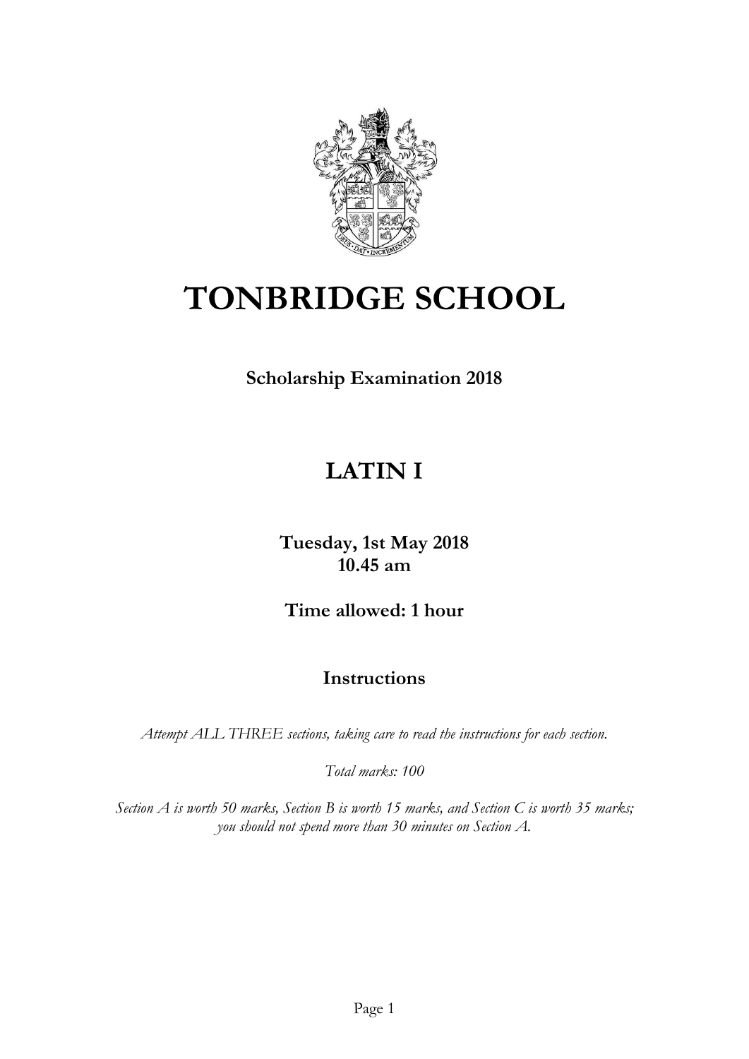# TONBRIDGE SCHOOL

**Scholarship Examination 2018**

## LATIN I

**Tuesday, 1st May 2018**
**10.45 am**

**Time allowed: 1 hour**

### Instructions

*Attempt ALL THREE sections, taking care to read the instructions for each section.*

*Total marks: 100*

*Section A is worth 50 marks, Section B is worth 15 marks, and Section C is worth 35 marks; you should not spend more than 30 minutes on Section A.*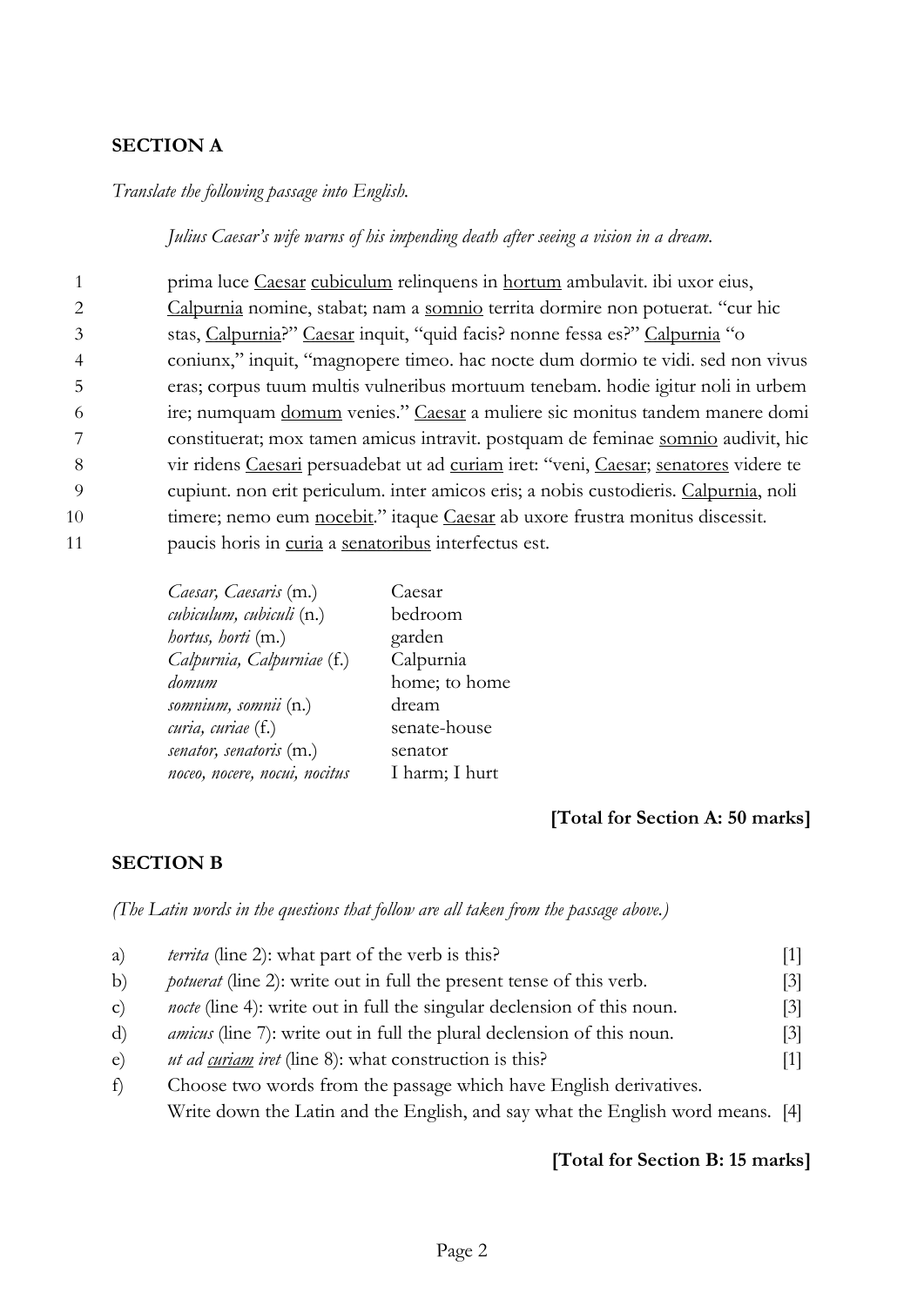## SECTION A

*Translate the following passage into English.*

*Julius Caesar's wife warns of his impending death after seeing a vision in a dream.*

1 prima luce <u>Caesar</u> <u>cubiculum</u> relinquens in <u>hortum</u> ambulavit. ibi uxor eius,
2 <u>Calpurnia</u> nomine, stabat; nam a <u>somnio</u> territa dormire non potuerat. "cur hic
3 stas, <u>Calpurnia</u>?" <u>Caesar</u> inquit, "quid facis? nonne fessa es?" <u>Calpurnia</u> "o
4 coniunx," inquit, "magnopere timeo. hac nocte dum dormio te vidi. sed non vivus
5 eras; corpus tuum multis vulneribus mortuum tenebam. hodie igitur noli in urbem
6 ire; numquam <u>domum</u> venies." <u>Caesar</u> a muliere sic monitus tandem manere domi
7 constituerat; mox tamen amicus intravit. postquam de feminae <u>somnio</u> audivit, hic
8 vir ridens <u>Caesari</u> persuadebat ut ad <u>curiam</u> iret: "veni, <u>Caesar</u>; <u>senatores</u> videre te
9 cupiunt. non erit periculum. inter amicos eris; a nobis custodieris. <u>Calpurnia</u>, noli
10 timere; nemo eum <u>nocebit</u>." itaque <u>Caesar</u> ab uxore frustra monitus discessit.
11 paucis horis in <u>curia</u> a <u>senatoribus</u> interfectus est.

| | |
|---|---|
| *Caesar, Caesaris* (m.) | Caesar |
| *cubiculum, cubiculi* (n.) | bedroom |
| *hortus, horti* (m.) | garden |
| *Calpurnia, Calpurniae* (f.) | Calpurnia |
| *domum* | home; to home |
| *somnium, somnii* (n.) | dream |
| *curia, curiae* (f.) | senate-house |
| *senator, senatoris* (m.) | senator |
| *noceo, nocere, nocui, nocitus* | I harm; I hurt |

**[Total for Section A: 50 marks]**

## SECTION B

*(The Latin words in the questions that follow are all taken from the passage above.)*

a) *territa* (line 2): what part of the verb is this? [1]

b) *potuerat* (line 2): write out in full the present tense of this verb. [3]

c) *nocte* (line 4): write out in full the singular declension of this noun. [3]

d) *amicus* (line 7): write out in full the plural declension of this noun. [3]

e) *ut ad <u>curiam</u> iret* (line 8): what construction is this? [1]

f) Choose two words from the passage which have English derivatives.
Write down the Latin and the English, and say what the English word means. [4]

**[Total for Section B: 15 marks]**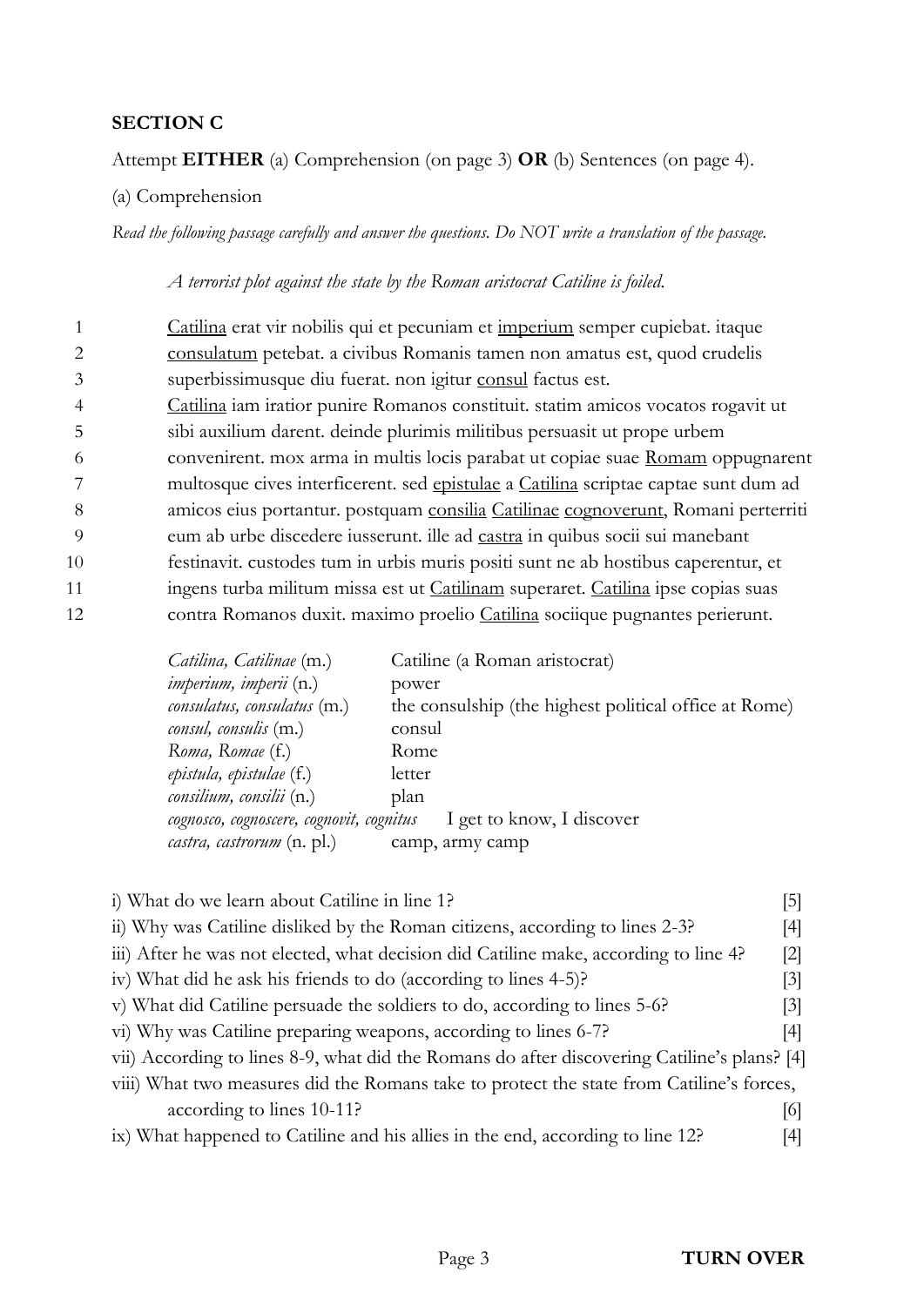## SECTION C

Attempt **EITHER** (a) Comprehension (on page 3) **OR** (b) Sentences (on page 4).

(a) Comprehension

*Read the following passage carefully and answer the questions. Do NOT write a translation of the passage.*

*A terrorist plot against the state by the Roman aristocrat Catiline is foiled.*

1 Catilina erat vir nobilis qui et pecuniam et imperium semper cupiebat. itaque
2 consulatum petebat. a civibus Romanis tamen non amatus est, quod crudelis
3 superbissimusque diu fuerat. non igitur consul factus est.
4 Catilina iam iratior punire Romanos constituit. statim amicos vocatos rogavit ut
5 sibi auxilium darent. deinde plurimis militibus persuasit ut prope urbem
6 convenirent. mox arma in multis locis parabat ut copiae suae Romam oppugnarent
7 multosque cives interficerent. sed epistulae a Catilina scriptae captae sunt dum ad
8 amicos eius portantur. postquam consilia Catilinae cognoverunt, Romani perterriti
9 eum ab urbe discedere iusserunt. ille ad castra in quibus socii sui manebant
10 festinavit. custodes tum in urbis muris positi sunt ne ab hostibus caperentur, et
11 ingens turba militum missa est ut Catilinam superaret. Catilina ipse copias suas
12 contra Romanos duxit. maximo proelio Catilina sociique pugnantes perierunt.

| | |
|---|---|
| *Catilina, Catilinae* (m.) | Catiline (a Roman aristocrat) |
| *imperium, imperii* (n.) | power |
| *consulatus, consulatus* (m.) | the consulship (the highest political office at Rome) |
| *consul, consulis* (m.) | consul |
| *Roma, Romae* (f.) | Rome |
| *epistula, epistulae* (f.) | letter |
| *consilium, consilii* (n.) | plan |
| *cognosco, cognoscere, cognovit, cognitus* | I get to know, I discover |
| *castra, castrorum* (n. pl.) | camp, army camp |

i) What do we learn about Catiline in line 1? [5]

ii) Why was Catiline disliked by the Roman citizens, according to lines 2-3? [4]

iii) After he was not elected, what decision did Catiline make, according to line 4? [2]

iv) What did he ask his friends to do (according to lines 4-5)? [3]

v) What did Catiline persuade the soldiers to do, according to lines 5-6? [3]

vi) Why was Catiline preparing weapons, according to lines 6-7? [4]

vii) According to lines 8-9, what did the Romans do after discovering Catiline's plans? [4]

viii) What two measures did the Romans take to protect the state from Catiline's forces, according to lines 10-11? [6]

ix) What happened to Catiline and his allies in the end, according to line 12? [4]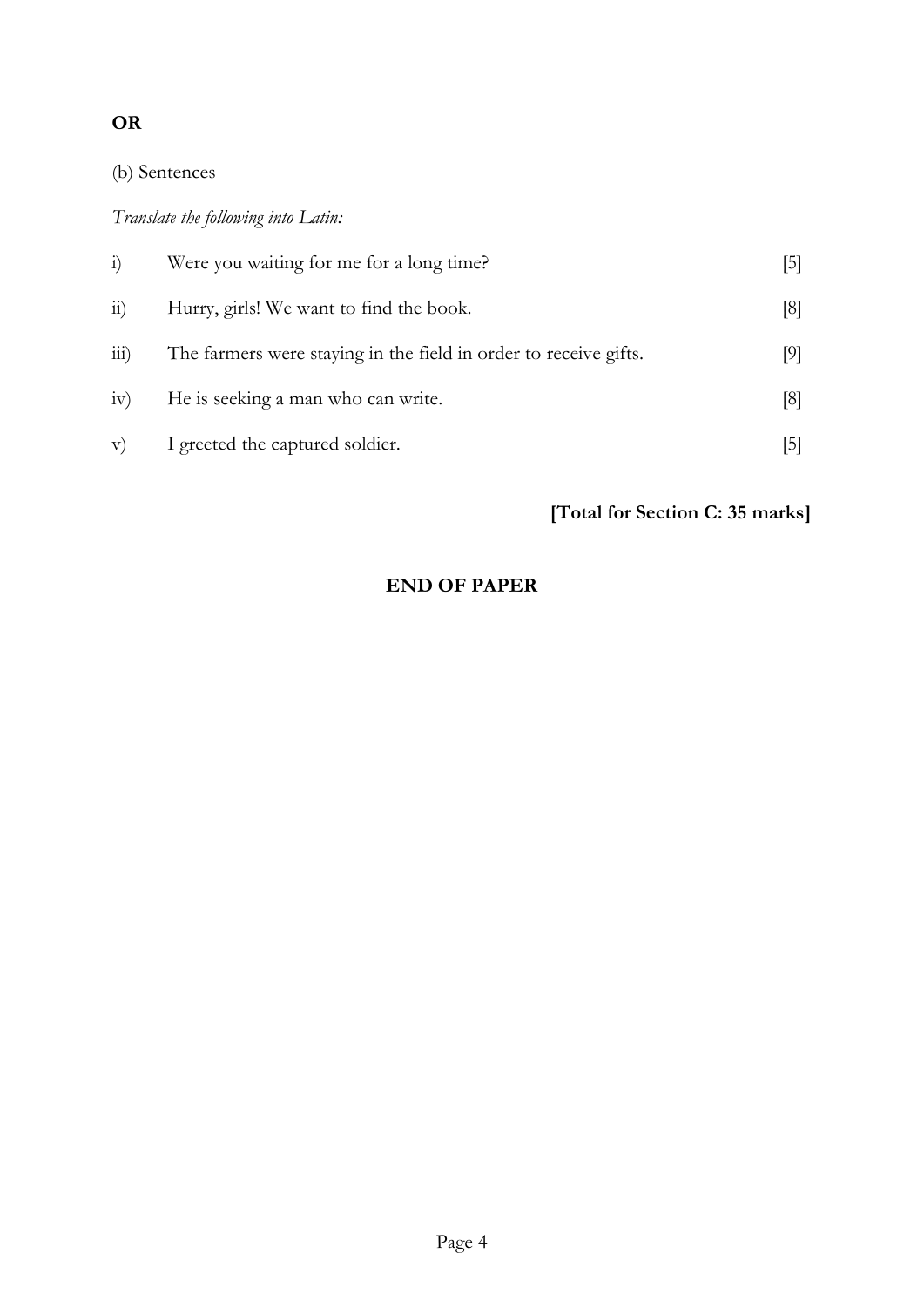**OR**

(b) Sentences

*Translate the following into Latin:*

i) Were you waiting for me for a long time? [5]

ii) Hurry, girls! We want to find the book. [8]

iii) The farmers were staying in the field in order to receive gifts. [9]

iv) He is seeking a man who can write. [8]

v) I greeted the captured soldier. [5]

**[Total for Section C: 35 marks]**

**END OF PAPER**